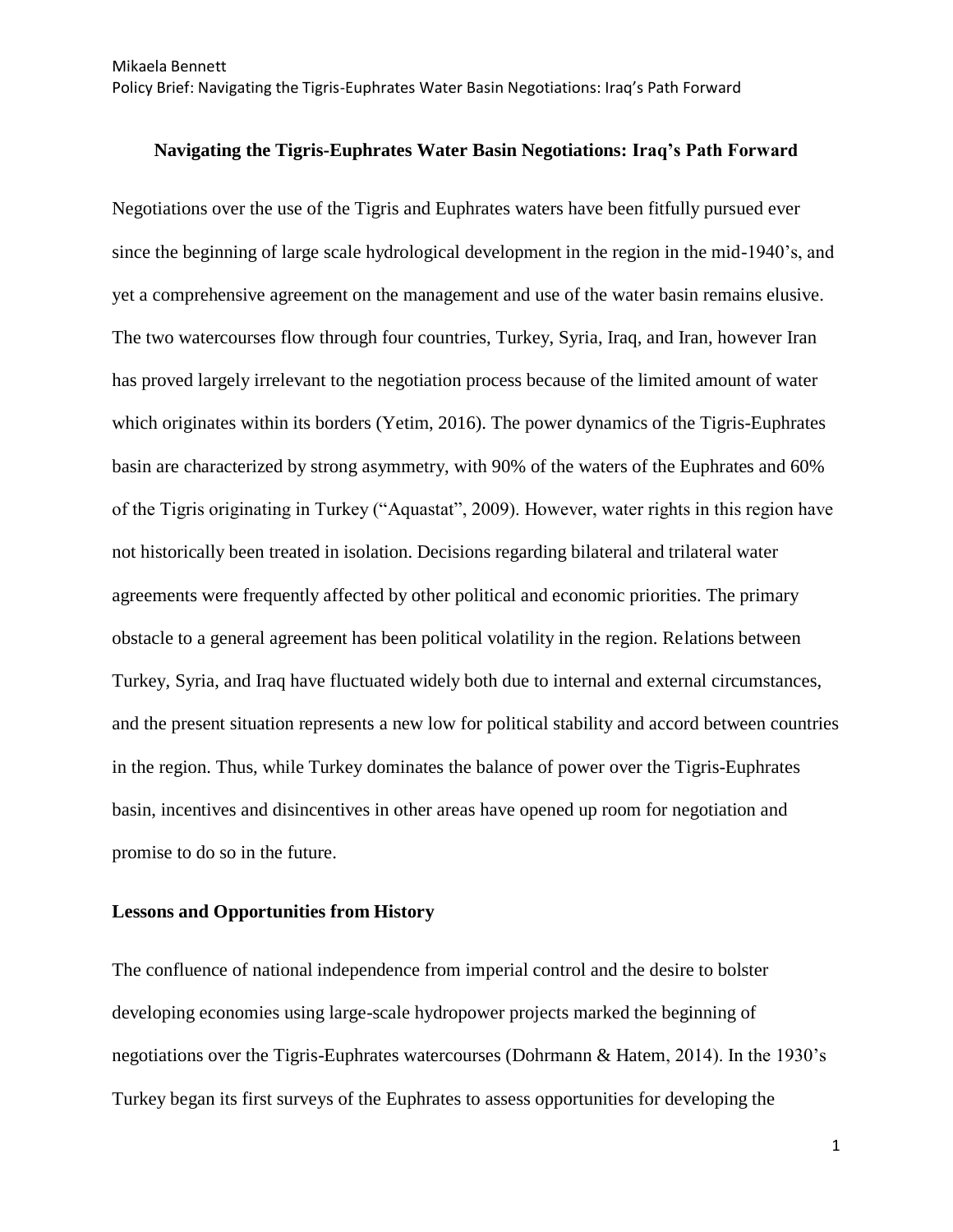# Navigating the Tigris-Euphrates Water Basin Negotiations: Iraq's Path Forward

Negotiations over the use of the Tigris and Euphrates waters have been fitfully pursued ever since the beginning of large scale hydrological development in the region in the mid-1940's, and yet a comprehensive agreement on the management and use of the water basin remains elusive. The two watercourses flow through four countries, Turkey, Syria, Iraq, and Iran, however Iran has proved largely irrelevant to the negotiation process because of the limited amount of water which originates within its borders (Yetim, 2016). The power dynamics of the Tigris-Euphrates basin are characterized by strong asymmetry, with 90% of the waters of the Euphrates and 60% of the Tigris originating in Turkey ("Aquastat", 2009). However, water rights in this region have not historically been treated in isolation. Decisions regarding bilateral and trilateral water agreements were frequently affected by other political and economic priorities. The primary obstacle to a general agreement has been political volatility in the region. Relations between Turkey, Syria, and Iraq have fluctuated widely both due to internal and external circumstances, and the present situation represents a new low for political stability and accord between countries in the region. Thus, while Turkey dominates the balance of power over the Tigris-Euphrates basin, incentives and disincentives in other areas have opened up room for negotiation and promise to do so in the future.

## Lessons and Opportunities from History

The confluence of national independence from imperial control and the desire to bolster developing economies using large-scale hydropower projects marked the beginning of negotiations over the Tigris-Euphrates watercourses (Dohrmann & Hatem, 2014). In the 1930's Turkey began its first surveys of the Euphrates to assess opportunities for developing the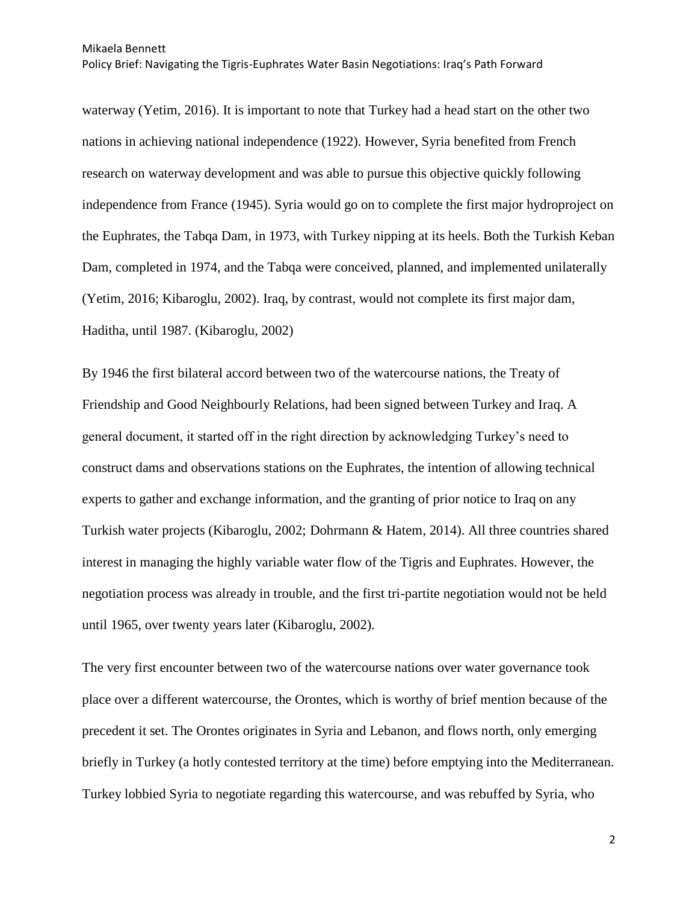waterway (Yetim, 2016). It is important to note that Turkey had a head start on the other two nations in achieving national independence (1922). However, Syria benefited from French research on waterway development and was able to pursue this objective quickly following independence from France (1945). Syria would go on to complete the first major hydroproject on the Euphrates, the Tabqa Dam, in 1973, with Turkey nipping at its heels. Both the Turkish Keban Dam, completed in 1974, and the Tabqa were conceived, planned, and implemented unilaterally (Yetim, 2016; Kibaroglu, 2002). Iraq, by contrast, would not complete its first major dam, Haditha, until 1987. (Kibaroglu, 2002)

By 1946 the first bilateral accord between two of the watercourse nations, the Treaty of Friendship and Good Neighbourly Relations, had been signed between Turkey and Iraq. A general document, it started off in the right direction by acknowledging Turkey's need to construct dams and observations stations on the Euphrates, the intention of allowing technical experts to gather and exchange information, and the granting of prior notice to Iraq on any Turkish water projects (Kibaroglu, 2002; Dohrmann & Hatem, 2014). All three countries shared interest in managing the highly variable water flow of the Tigris and Euphrates. However, the negotiation process was already in trouble, and the first tri-partite negotiation would not be held until 1965, over twenty years later (Kibaroglu, 2002).

The very first encounter between two of the watercourse nations over water governance took place over a different watercourse, the Orontes, which is worthy of brief mention because of the precedent it set. The Orontes originates in Syria and Lebanon, and flows north, only emerging briefly in Turkey (a hotly contested territory at the time) before emptying into the Mediterranean. Turkey lobbied Syria to negotiate regarding this watercourse, and was rebuffed by Syria, who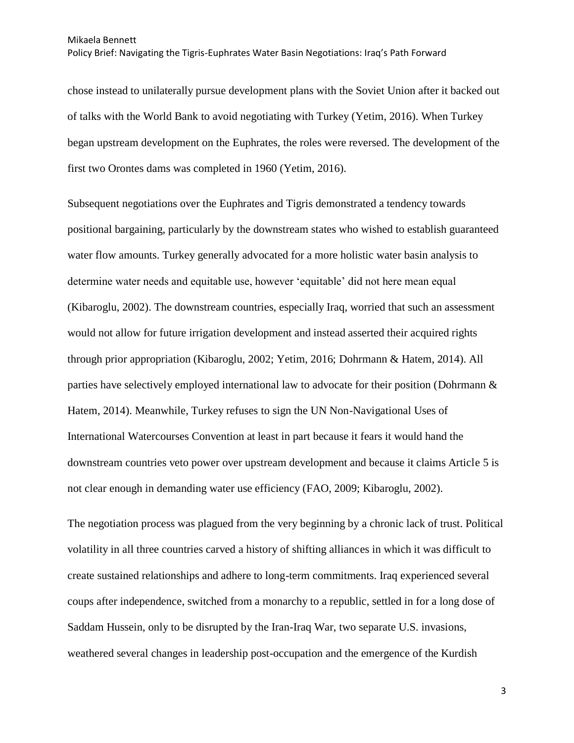chose instead to unilaterally pursue development plans with the Soviet Union after it backed out of talks with the World Bank to avoid negotiating with Turkey (Yetim, 2016). When Turkey began upstream development on the Euphrates, the roles were reversed. The development of the first two Orontes dams was completed in 1960 (Yetim, 2016).

Subsequent negotiations over the Euphrates and Tigris demonstrated a tendency towards positional bargaining, particularly by the downstream states who wished to establish guaranteed water flow amounts. Turkey generally advocated for a more holistic water basin analysis to determine water needs and equitable use, however 'equitable' did not here mean equal (Kibaroglu, 2002). The downstream countries, especially Iraq, worried that such an assessment would not allow for future irrigation development and instead asserted their acquired rights through prior appropriation (Kibaroglu, 2002; Yetim, 2016; Dohrmann & Hatem, 2014). All parties have selectively employed international law to advocate for their position (Dohrmann & Hatem, 2014). Meanwhile, Turkey refuses to sign the UN Non-Navigational Uses of International Watercourses Convention at least in part because it fears it would hand the downstream countries veto power over upstream development and because it claims Article 5 is not clear enough in demanding water use efficiency (FAO, 2009; Kibaroglu, 2002).

The negotiation process was plagued from the very beginning by a chronic lack of trust. Political volatility in all three countries carved a history of shifting alliances in which it was difficult to create sustained relationships and adhere to long-term commitments. Iraq experienced several coups after independence, switched from a monarchy to a republic, settled in for a long dose of Saddam Hussein, only to be disrupted by the Iran-Iraq War, two separate U.S. invasions, weathered several changes in leadership post-occupation and the emergence of the Kurdish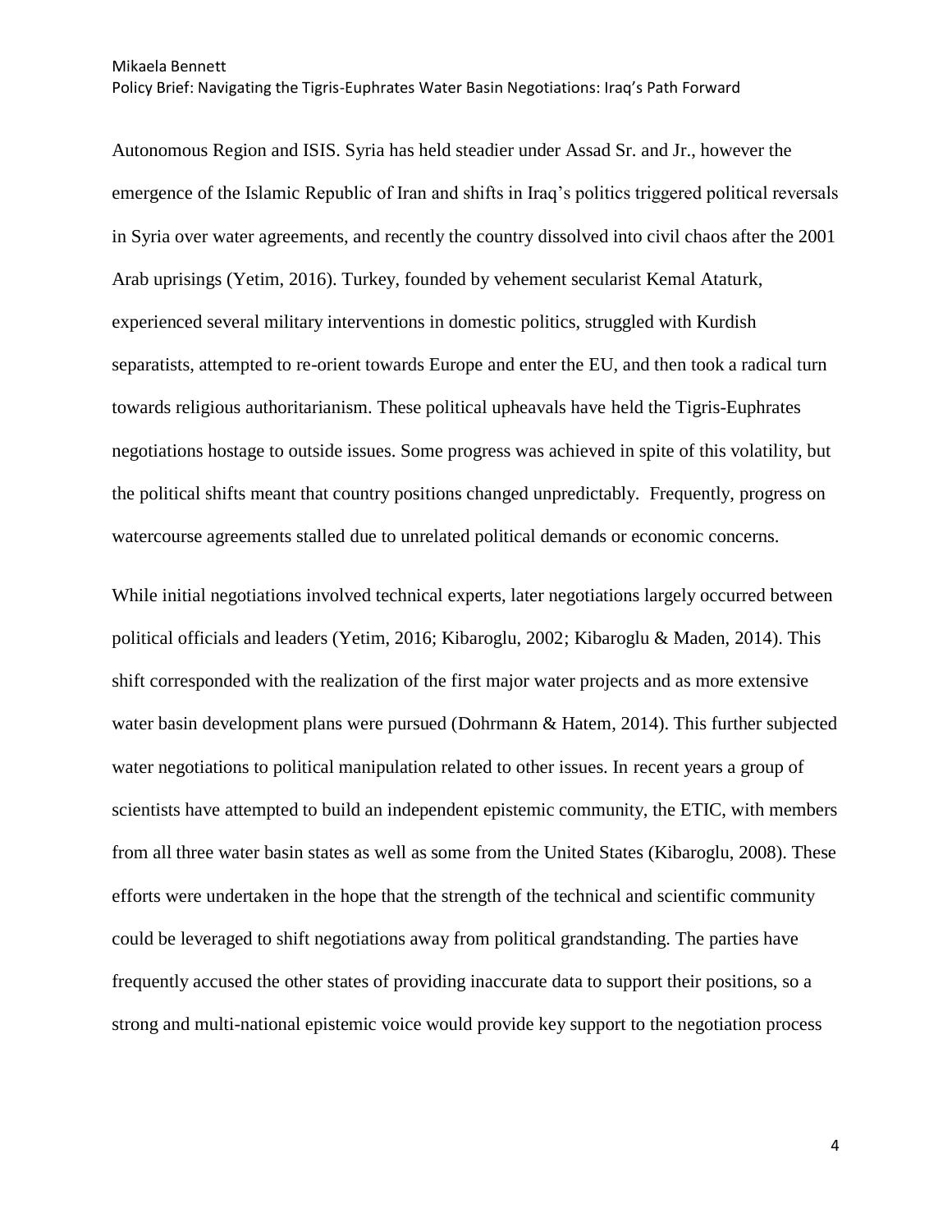Autonomous Region and ISIS. Syria has held steadier under Assad Sr. and Jr., however the emergence of the Islamic Republic of Iran and shifts in Iraq's politics triggered political reversals in Syria over water agreements, and recently the country dissolved into civil chaos after the 2001 Arab uprisings (Yetim, 2016). Turkey, founded by vehement secularist Kemal Ataturk, experienced several military interventions in domestic politics, struggled with Kurdish separatists, attempted to re-orient towards Europe and enter the EU, and then took a radical turn towards religious authoritarianism. These political upheavals have held the Tigris-Euphrates negotiations hostage to outside issues. Some progress was achieved in spite of this volatility, but the political shifts meant that country positions changed unpredictably. Frequently, progress on watercourse agreements stalled due to unrelated political demands or economic concerns.

While initial negotiations involved technical experts, later negotiations largely occurred between political officials and leaders (Yetim, 2016; Kibaroglu, 2002; Kibaroglu & Maden, 2014). This shift corresponded with the realization of the first major water projects and as more extensive water basin development plans were pursued (Dohrmann & Hatem, 2014). This further subjected water negotiations to political manipulation related to other issues. In recent years a group of scientists have attempted to build an independent epistemic community, the ETIC, with members from all three water basin states as well as some from the United States (Kibaroglu, 2008). These efforts were undertaken in the hope that the strength of the technical and scientific community could be leveraged to shift negotiations away from political grandstanding. The parties have frequently accused the other states of providing inaccurate data to support their positions, so a strong and multi-national epistemic voice would provide key support to the negotiation process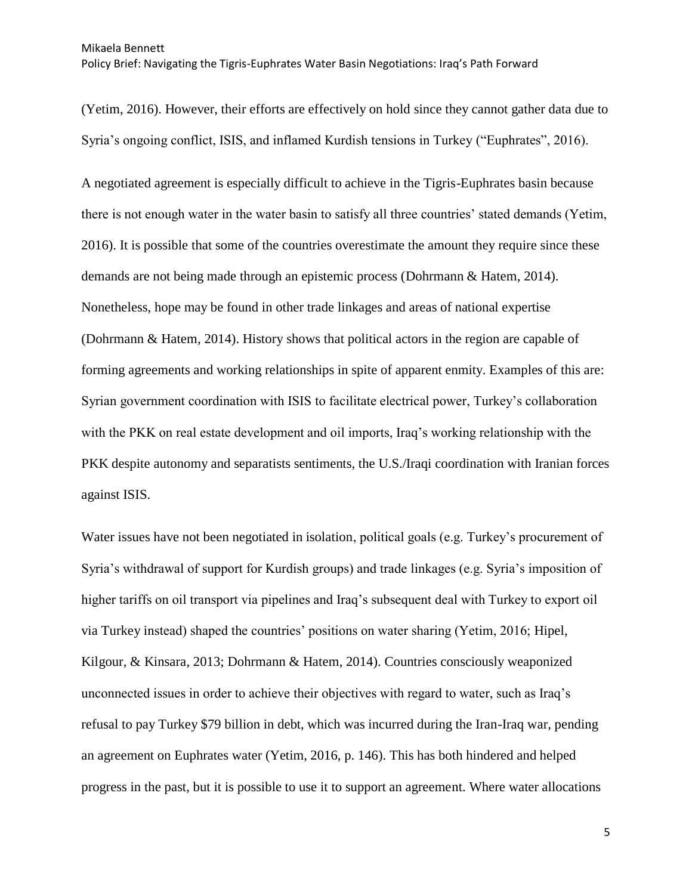(Yetim, 2016). However, their efforts are effectively on hold since they cannot gather data due to Syria's ongoing conflict, ISIS, and inflamed Kurdish tensions in Turkey ("Euphrates", 2016).

A negotiated agreement is especially difficult to achieve in the Tigris-Euphrates basin because there is not enough water in the water basin to satisfy all three countries' stated demands (Yetim, 2016). It is possible that some of the countries overestimate the amount they require since these demands are not being made through an epistemic process (Dohrmann & Hatem, 2014). Nonetheless, hope may be found in other trade linkages and areas of national expertise (Dohrmann & Hatem, 2014). History shows that political actors in the region are capable of forming agreements and working relationships in spite of apparent enmity. Examples of this are: Syrian government coordination with ISIS to facilitate electrical power, Turkey's collaboration with the PKK on real estate development and oil imports, Iraq's working relationship with the PKK despite autonomy and separatists sentiments, the U.S./Iraqi coordination with Iranian forces against ISIS.

Water issues have not been negotiated in isolation, political goals (e.g. Turkey's procurement of Syria's withdrawal of support for Kurdish groups) and trade linkages (e.g. Syria's imposition of higher tariffs on oil transport via pipelines and Iraq's subsequent deal with Turkey to export oil via Turkey instead) shaped the countries' positions on water sharing (Yetim, 2016; Hipel, Kilgour, & Kinsara, 2013; Dohrmann & Hatem, 2014). Countries consciously weaponized unconnected issues in order to achieve their objectives with regard to water, such as Iraq's refusal to pay Turkey $79 billion in debt, which was incurred during the Iran-Iraq war, pending an agreement on Euphrates water (Yetim, 2016, p. 146). This has both hindered and helped progress in the past, but it is possible to use it to support an agreement. Where water allocations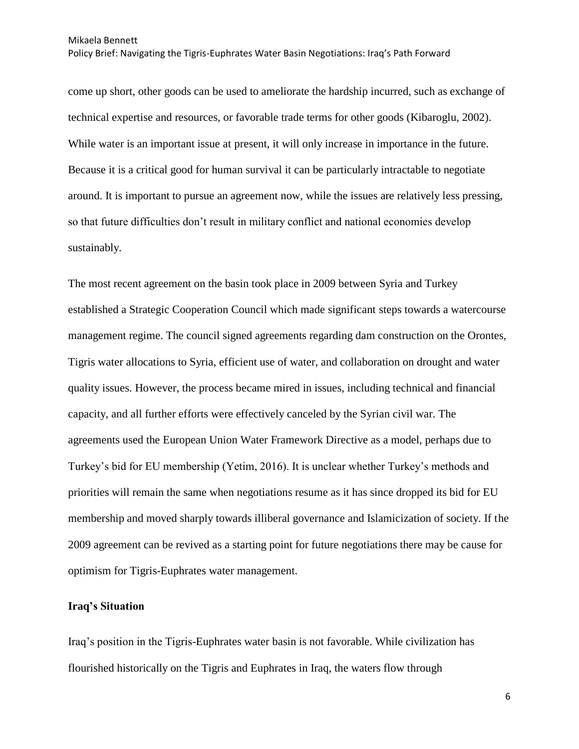come up short, other goods can be used to ameliorate the hardship incurred, such as exchange of technical expertise and resources, or favorable trade terms for other goods (Kibaroglu, 2002). While water is an important issue at present, it will only increase in importance in the future. Because it is a critical good for human survival it can be particularly intractable to negotiate around. It is important to pursue an agreement now, while the issues are relatively less pressing, so that future difficulties don't result in military conflict and national economies develop sustainably.

The most recent agreement on the basin took place in 2009 between Syria and Turkey established a Strategic Cooperation Council which made significant steps towards a watercourse management regime. The council signed agreements regarding dam construction on the Orontes, Tigris water allocations to Syria, efficient use of water, and collaboration on drought and water quality issues. However, the process became mired in issues, including technical and financial capacity, and all further efforts were effectively canceled by the Syrian civil war. The agreements used the European Union Water Framework Directive as a model, perhaps due to Turkey's bid for EU membership (Yetim, 2016). It is unclear whether Turkey's methods and priorities will remain the same when negotiations resume as it has since dropped its bid for EU membership and moved sharply towards illiberal governance and Islamicization of society. If the 2009 agreement can be revived as a starting point for future negotiations there may be cause for optimism for Tigris-Euphrates water management.

### Iraq's Situation

Iraq's position in the Tigris-Euphrates water basin is not favorable. While civilization has flourished historically on the Tigris and Euphrates in Iraq, the waters flow through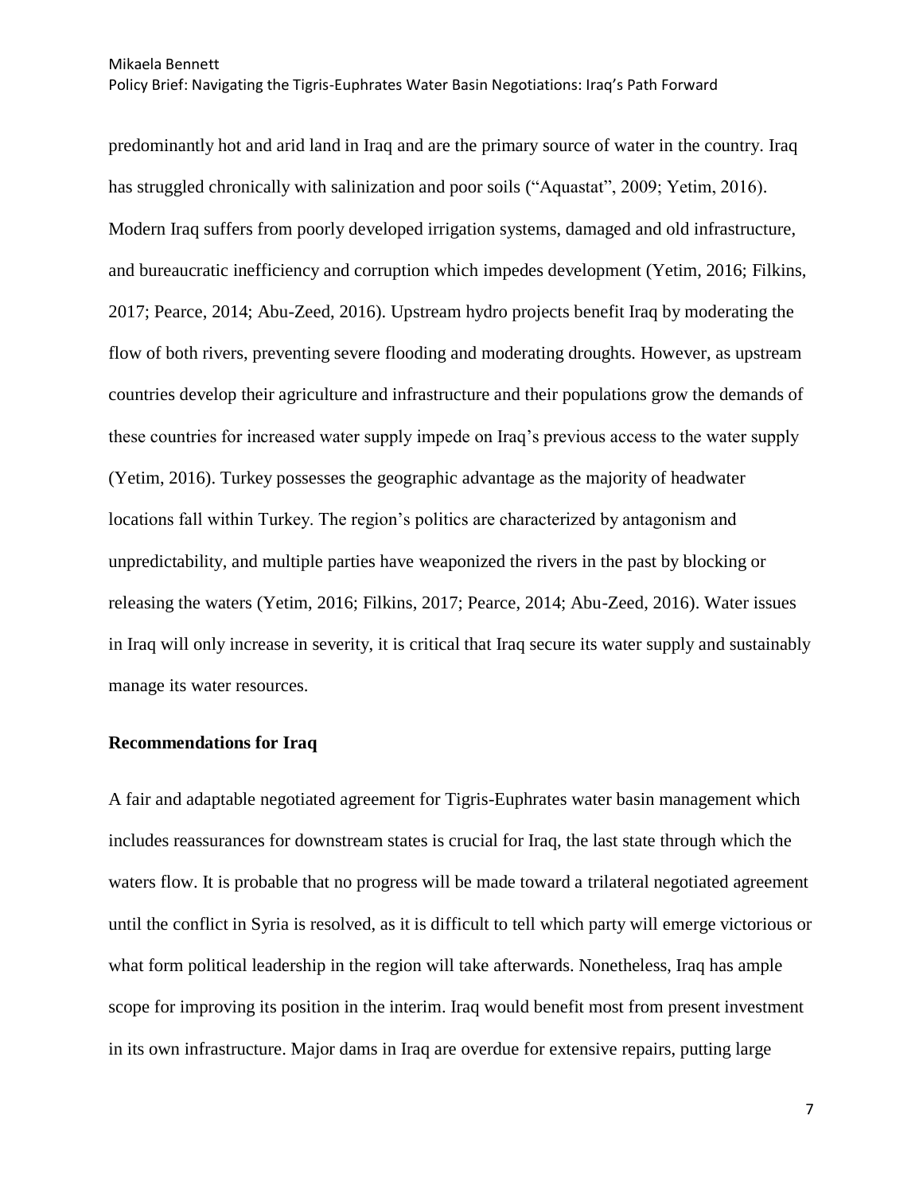predominantly hot and arid land in Iraq and are the primary source of water in the country. Iraq has struggled chronically with salinization and poor soils ("Aquastat", 2009; Yetim, 2016). Modern Iraq suffers from poorly developed irrigation systems, damaged and old infrastructure, and bureaucratic inefficiency and corruption which impedes development (Yetim, 2016; Filkins, 2017; Pearce, 2014; Abu-Zeed, 2016). Upstream hydro projects benefit Iraq by moderating the flow of both rivers, preventing severe flooding and moderating droughts. However, as upstream countries develop their agriculture and infrastructure and their populations grow the demands of these countries for increased water supply impede on Iraq's previous access to the water supply (Yetim, 2016). Turkey possesses the geographic advantage as the majority of headwater locations fall within Turkey. The region's politics are characterized by antagonism and unpredictability, and multiple parties have weaponized the rivers in the past by blocking or releasing the waters (Yetim, 2016; Filkins, 2017; Pearce, 2014; Abu-Zeed, 2016). Water issues in Iraq will only increase in severity, it is critical that Iraq secure its water supply and sustainably manage its water resources.

## Recommendations for Iraq

A fair and adaptable negotiated agreement for Tigris-Euphrates water basin management which includes reassurances for downstream states is crucial for Iraq, the last state through which the waters flow. It is probable that no progress will be made toward a trilateral negotiated agreement until the conflict in Syria is resolved, as it is difficult to tell which party will emerge victorious or what form political leadership in the region will take afterwards. Nonetheless, Iraq has ample scope for improving its position in the interim. Iraq would benefit most from present investment in its own infrastructure. Major dams in Iraq are overdue for extensive repairs, putting large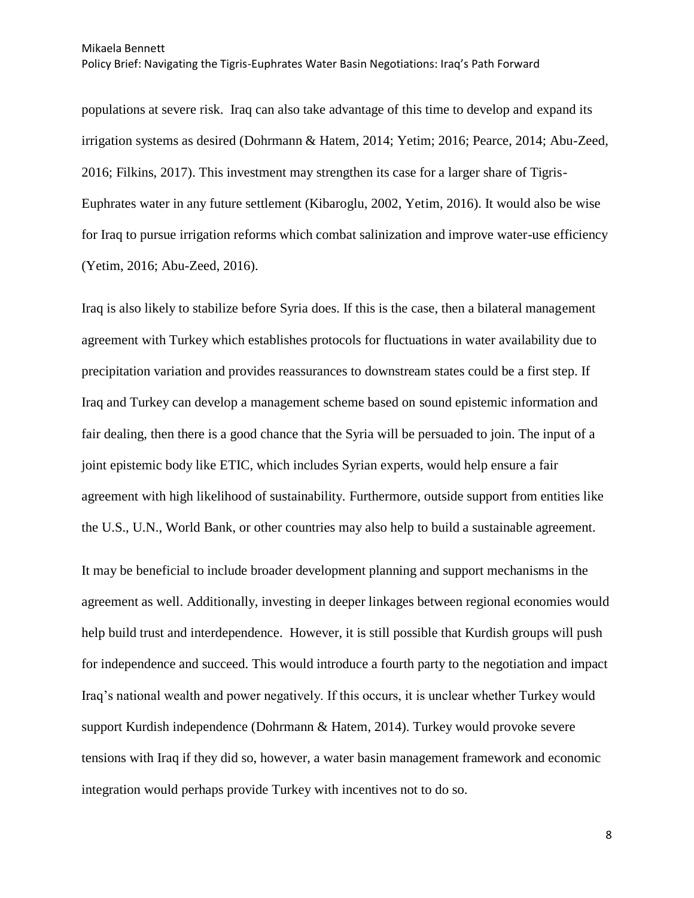populations at severe risk. Iraq can also take advantage of this time to develop and expand its irrigation systems as desired (Dohrmann & Hatem, 2014; Yetim; 2016; Pearce, 2014; Abu-Zeed, 2016; Filkins, 2017). This investment may strengthen its case for a larger share of Tigris-Euphrates water in any future settlement (Kibaroglu, 2002, Yetim, 2016). It would also be wise for Iraq to pursue irrigation reforms which combat salinization and improve water-use efficiency (Yetim, 2016; Abu-Zeed, 2016).

Iraq is also likely to stabilize before Syria does. If this is the case, then a bilateral management agreement with Turkey which establishes protocols for fluctuations in water availability due to precipitation variation and provides reassurances to downstream states could be a first step. If Iraq and Turkey can develop a management scheme based on sound epistemic information and fair dealing, then there is a good chance that the Syria will be persuaded to join. The input of a joint epistemic body like ETIC, which includes Syrian experts, would help ensure a fair agreement with high likelihood of sustainability. Furthermore, outside support from entities like the U.S., U.N., World Bank, or other countries may also help to build a sustainable agreement.

It may be beneficial to include broader development planning and support mechanisms in the agreement as well. Additionally, investing in deeper linkages between regional economies would help build trust and interdependence. However, it is still possible that Kurdish groups will push for independence and succeed. This would introduce a fourth party to the negotiation and impact Iraq's national wealth and power negatively. If this occurs, it is unclear whether Turkey would support Kurdish independence (Dohrmann & Hatem, 2014). Turkey would provoke severe tensions with Iraq if they did so, however, a water basin management framework and economic integration would perhaps provide Turkey with incentives not to do so.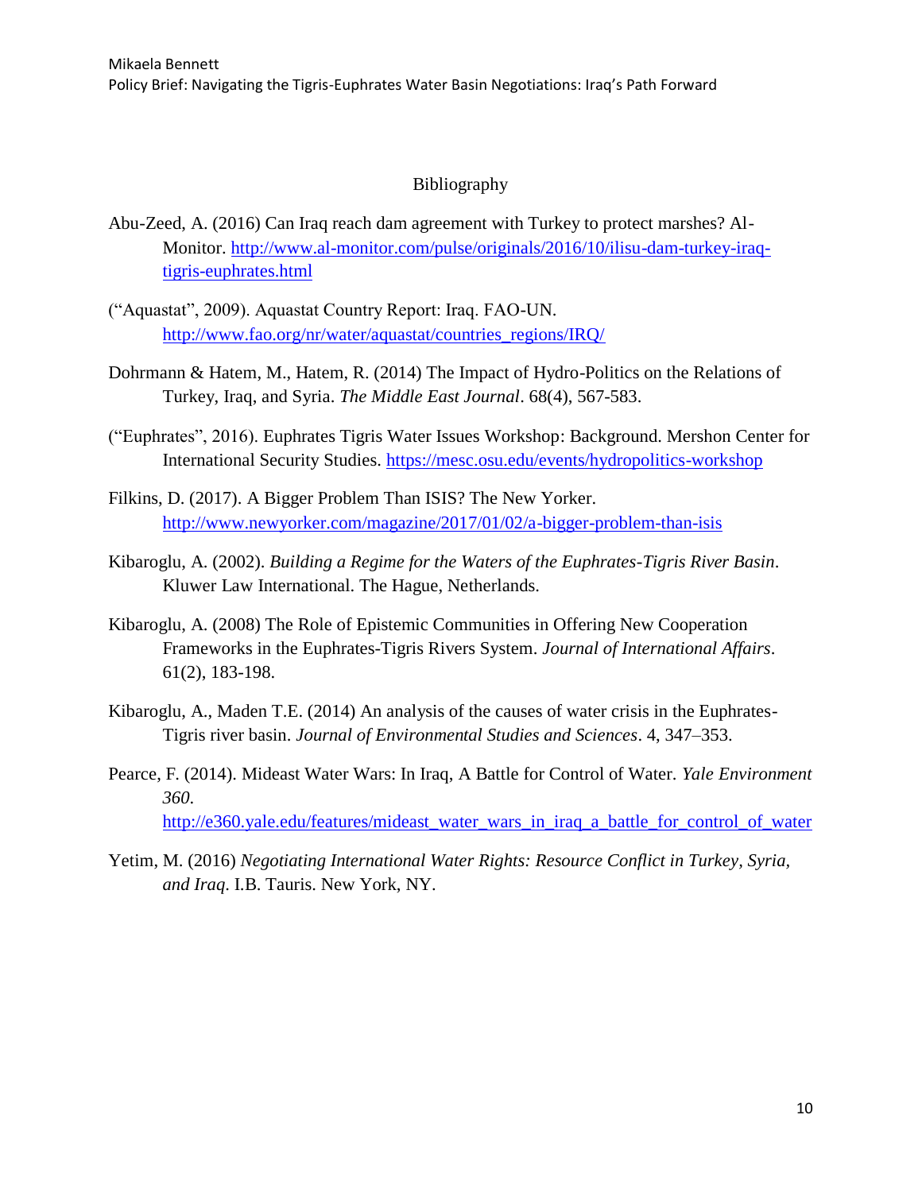# Bibliography

Abu-Zeed, A. (2016) Can Iraq reach dam agreement with Turkey to protect marshes? Al-Monitor. http://www.al-monitor.com/pulse/originals/2016/10/ilisu-dam-turkey-iraq-tigris-euphrates.html

("Aquastat", 2009). Aquastat Country Report: Iraq. FAO-UN. http://www.fao.org/nr/water/aquastat/countries_regions/IRQ/

Dohrmann & Hatem, M., Hatem, R. (2014) The Impact of Hydro-Politics on the Relations of Turkey, Iraq, and Syria. *The Middle East Journal*. 68(4), 567-583.

("Euphrates", 2016). Euphrates Tigris Water Issues Workshop: Background. Mershon Center for International Security Studies. https://mesc.osu.edu/events/hydropolitics-workshop

Filkins, D. (2017). A Bigger Problem Than ISIS? The New Yorker. http://www.newyorker.com/magazine/2017/01/02/a-bigger-problem-than-isis

Kibaroglu, A. (2002). *Building a Regime for the Waters of the Euphrates-Tigris River Basin*. Kluwer Law International. The Hague, Netherlands.

Kibaroglu, A. (2008) The Role of Epistemic Communities in Offering New Cooperation Frameworks in the Euphrates-Tigris Rivers System. *Journal of International Affairs*. 61(2), 183-198.

Kibaroglu, A., Maden T.E. (2014) An analysis of the causes of water crisis in the Euphrates-Tigris river basin. *Journal of Environmental Studies and Sciences*. 4, 347–353.

Pearce, F. (2014). Mideast Water Wars: In Iraq, A Battle for Control of Water. *Yale Environment 360*. http://e360.yale.edu/features/mideast_water_wars_in_iraq_a_battle_for_control_of_water

Yetim, M. (2016) *Negotiating International Water Rights: Resource Conflict in Turkey, Syria, and Iraq*. I.B. Tauris. New York, NY.